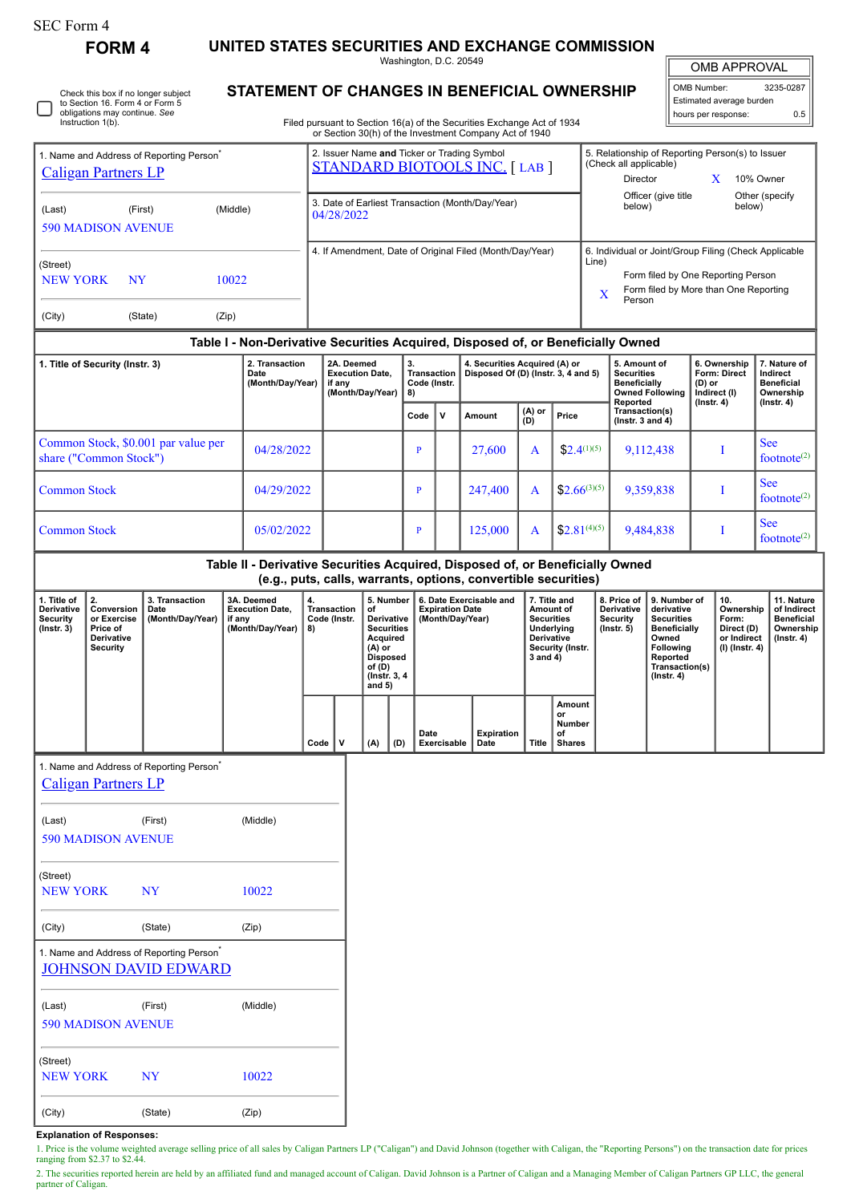SEC Form 4

# FORM 4

## UNITED STATES SECURITIES AND EXCHANGE COMMISSION

Washington, D.C. 20549

## STATEMENT OF CHANGES IN BENEFICIAL OWNERSHIP

Filed pursuant to Section 16(a) of the Securities Exchange Act of 1934 or Section 30(h) of the Investment Company Act of 1940

| OMB APPROVAL | |
|---|---|
| OMB Number: | 3235-0287 |
| Estimated average burden | |
| hours per response: | 0.5 |

☐ Check this box if no longer subject to Section 16. Form 4 or Form 5 obligations may continue. *See* Instruction 1(b).

| 1. Name and Address of Reporting Person* | 2. Issuer Name **and** Ticker or Trading Symbol | 5. Relationship of Reporting Person(s) to Issuer (Check all applicable) |
|---|---|---|
| Caligan Partners LP | STANDARD BIOTOOLS INC. [ LAB ] | Director; X 10% Owner; Officer (give title below); Other (specify below) |
| (Last) (First) (Middle) 590 MADISON AVENUE | 3. Date of Earliest Transaction (Month/Day/Year) 04/28/2022 | |
| (Street) NEW YORK NY 10022 | 4. If Amendment, Date of Original Filed (Month/Day/Year) | 6. Individual or Joint/Group Filing (Check Applicable Line): Form filed by One Reporting Person; X Form filed by More than One Reporting Person |
| (City) (State) (Zip) | | |

### Table I - Non-Derivative Securities Acquired, Disposed of, or Beneficially Owned

| 1. Title of Security (Instr. 3) | 2. Transaction Date (Month/Day/Year) | 2A. Deemed Execution Date, if any (Month/Day/Year) | 3. Transaction Code (Instr. 8) | | 4. Securities Acquired (A) or Disposed Of (D) (Instr. 3, 4 and 5) | | | 5. Amount of Securities Beneficially Owned Following Reported Transaction(s) (Instr. 3 and 4) | 6. Ownership Form: Direct (D) or Indirect (I) (Instr. 4) | 7. Nature of Indirect Beneficial Ownership (Instr. 4) |
|---|---|---|---|---|---|---|---|---|---|---|
| | | | Code | V | Amount | (A) or (D) | Price | | | |
| Common Stock, $0.001 par value per share ("Common Stock") | 04/28/2022 | | P | | 27,600 | A | $2.4[1][5] | 9,112,438 | I | See footnote[2] |
| Common Stock | 04/29/2022 | | P | | 247,400 | A | $2.66[3][5] | 9,359,838 | I | See footnote[2] |
| Common Stock | 05/02/2022 | | P | | 125,000 | A | $2.81[4][5] | 9,484,838 | I | See footnote[2] |

### Table II - Derivative Securities Acquired, Disposed of, or Beneficially Owned (e.g., puts, calls, warrants, options, convertible securities)

| 1. Title of Derivative Security (Instr. 3) | 2. Conversion or Exercise Price of Derivative Security | 3. Transaction Date (Month/Day/Year) | 3A. Deemed Execution Date, if any (Month/Day/Year) | 4. Transaction Code (Instr. 8) | | 5. Number of Derivative Securities Acquired (A) or Disposed of (D) (Instr. 3, 4 and 5) | | 6. Date Exercisable and Expiration Date (Month/Day/Year) | | 7. Title and Amount of Securities Underlying Derivative Security (Instr. 3 and 4) | | 8. Price of Derivative Security (Instr. 5) | 9. Number of derivative Securities Beneficially Owned Following Reported Transaction(s) (Instr. 4) | 10. Ownership Form: Direct (D) or Indirect (I) (Instr. 4) | 11. Nature of Indirect Beneficial Ownership (Instr. 4) |
|---|---|---|---|---|---|---|---|---|---|---|---|---|---|---|---|
| | | | | Code | V | (A) | (D) | Date Exercisable | Expiration Date | Title | Amount or Number of Shares | | | | |

1. Name and Address of Reporting Person*
Caligan Partners LP
(Last) (First) (Middle)
590 MADISON AVENUE
(Street)
NEW YORK NY 10022
(City) (State) (Zip)

1. Name and Address of Reporting Person*
JOHNSON DAVID EDWARD
(Last) (First) (Middle)
590 MADISON AVENUE
(Street)
NEW YORK NY 10022
(City) (State) (Zip)

**Explanation of Responses:**

1. Price is the volume weighted average selling price of all sales by Caligan Partners LP ("Caligan") and David Johnson (together with Caligan, the "Reporting Persons") on the transaction date for prices ranging from $2.37 to $2.44.

2. The securities reported herein are held by an affiliated fund and managed account of Caligan. David Johnson is a Partner of Caligan and a Managing Member of Caligan Partners GP LLC, the general partner of Caligan.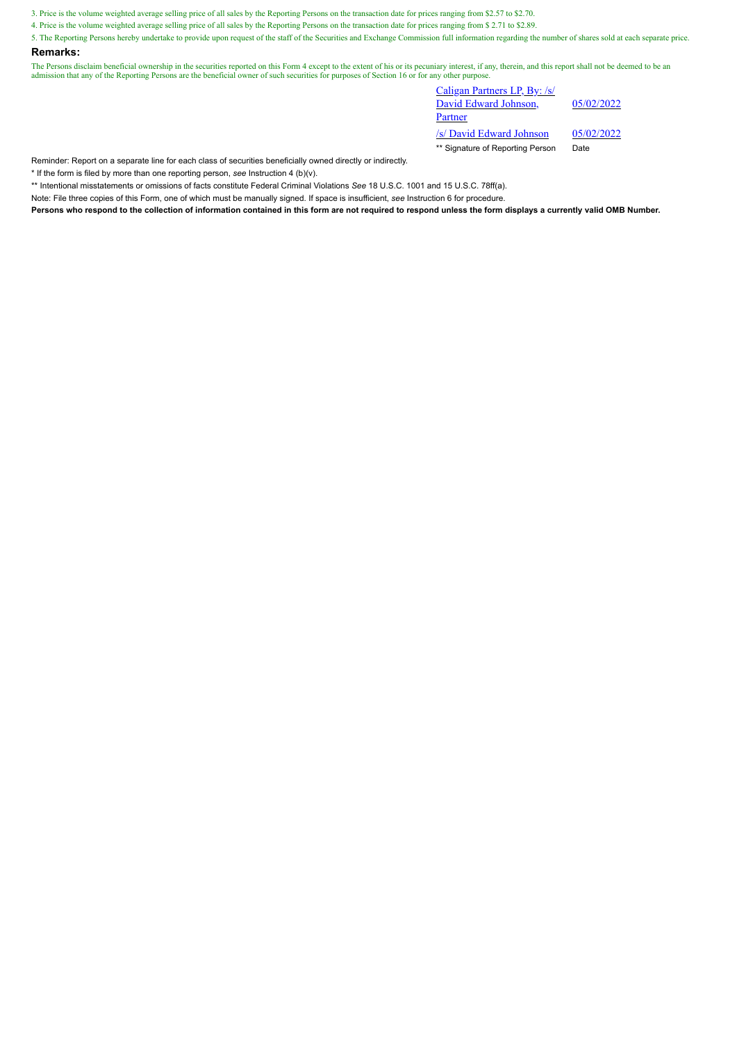3. Price is the volume weighted average selling price of all sales by the Reporting Persons on the transaction date for prices ranging from $2.57 to $2.70.

4. Price is the volume weighted average selling price of all sales by the Reporting Persons on the transaction date for prices ranging from $ 2.71 to $2.89.

5. The Reporting Persons hereby undertake to provide upon request of the staff of the Securities and Exchange Commission full information regarding the number of shares sold at each separate price.

## Remarks:

The Persons disclaim beneficial ownership in the securities reported on this Form 4 except to the extent of his or its pecuniary interest, if any, therein, and this report shall not be deemed to be an admission that any of the Reporting Persons are the beneficial owner of such securities for purposes of Section 16 or for any other purpose.

| | |
|---|---|
| Caligan Partners LP, By: /s/ David Edward Johnson, Partner | 05/02/2022 |
| /s/ David Edward Johnson | 05/02/2022 |
| ** Signature of Reporting Person | Date |

Reminder: Report on a separate line for each class of securities beneficially owned directly or indirectly.

* If the form is filed by more than one reporting person, *see* Instruction 4 (b)(v).

** Intentional misstatements or omissions of facts constitute Federal Criminal Violations *See* 18 U.S.C. 1001 and 15 U.S.C. 78ff(a).

Note: File three copies of this Form, one of which must be manually signed. If space is insufficient, *see* Instruction 6 for procedure.

**Persons who respond to the collection of information contained in this form are not required to respond unless the form displays a currently valid OMB Number.**